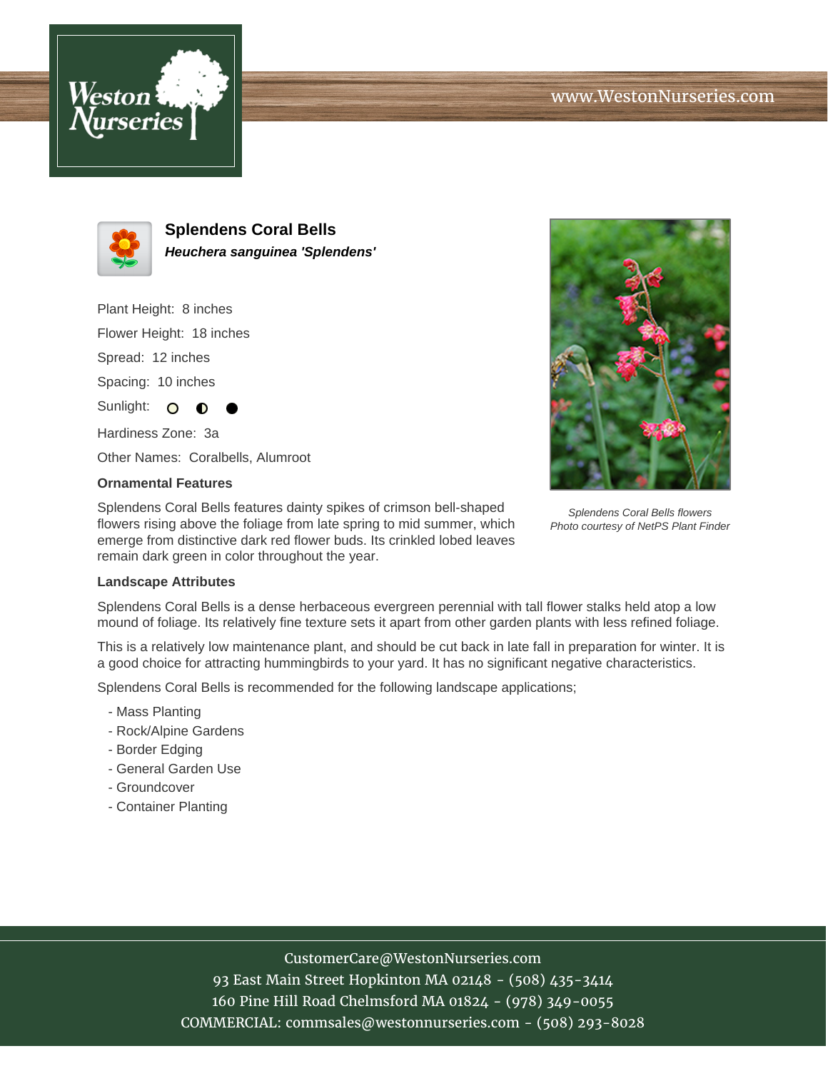www.WestonNurseries.com

# Splendens Coral Bells

***Heuchera sanguinea 'Splendens'***

Plant Height: 8 inches

Flower Height: 18 inches

Spread: 12 inches

Spacing: 10 inches

Sunlight: ○ ◐ ●

Hardiness Zone: 3a

Other Names: Coralbells, Alumroot

### Ornamental Features

Splendens Coral Bells features dainty spikes of crimson bell-shaped flowers rising above the foliage from late spring to mid summer, which emerge from distinctive dark red flower buds. Its crinkled lobed leaves remain dark green in color throughout the year.

*Splendens Coral Bells flowers*
*Photo courtesy of NetPS Plant Finder*

### Landscape Attributes

Splendens Coral Bells is a dense herbaceous evergreen perennial with tall flower stalks held atop a low mound of foliage. Its relatively fine texture sets it apart from other garden plants with less refined foliage.

This is a relatively low maintenance plant, and should be cut back in late fall in preparation for winter. It is a good choice for attracting hummingbirds to your yard. It has no significant negative characteristics.

Splendens Coral Bells is recommended for the following landscape applications;

- Mass Planting
- Rock/Alpine Gardens
- Border Edging
- General Garden Use
- Groundcover
- Container Planting

CustomerCare@WestonNurseries.com
93 East Main Street Hopkinton MA 02148 - (508) 435-3414
160 Pine Hill Road Chelmsford MA 01824 - (978) 349-0055
COMMERCIAL: commsales@westonnurseries.com - (508) 293-8028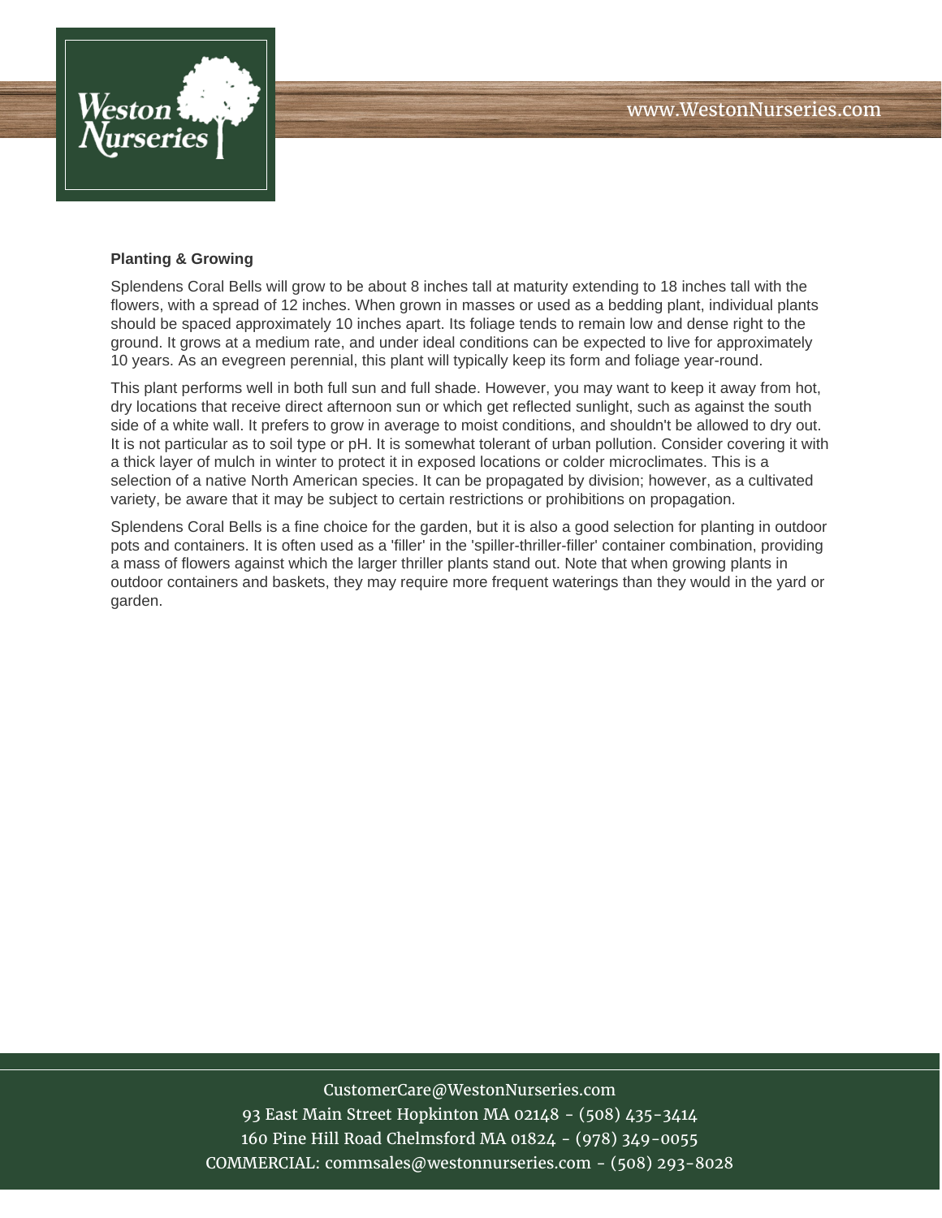**Planting & Growing**

Splendens Coral Bells will grow to be about 8 inches tall at maturity extending to 18 inches tall with the flowers, with a spread of 12 inches. When grown in masses or used as a bedding plant, individual plants should be spaced approximately 10 inches apart. Its foliage tends to remain low and dense right to the ground. It grows at a medium rate, and under ideal conditions can be expected to live for approximately 10 years. As an evegreen perennial, this plant will typically keep its form and foliage year-round.

This plant performs well in both full sun and full shade. However, you may want to keep it away from hot, dry locations that receive direct afternoon sun or which get reflected sunlight, such as against the south side of a white wall. It prefers to grow in average to moist conditions, and shouldn't be allowed to dry out. It is not particular as to soil type or pH. It is somewhat tolerant of urban pollution. Consider covering it with a thick layer of mulch in winter to protect it in exposed locations or colder microclimates. This is a selection of a native North American species. It can be propagated by division; however, as a cultivated variety, be aware that it may be subject to certain restrictions or prohibitions on propagation.

Splendens Coral Bells is a fine choice for the garden, but it is also a good selection for planting in outdoor pots and containers. It is often used as a 'filler' in the 'spiller-thriller-filler' container combination, providing a mass of flowers against which the larger thriller plants stand out. Note that when growing plants in outdoor containers and baskets, they may require more frequent waterings than they would in the yard or garden.